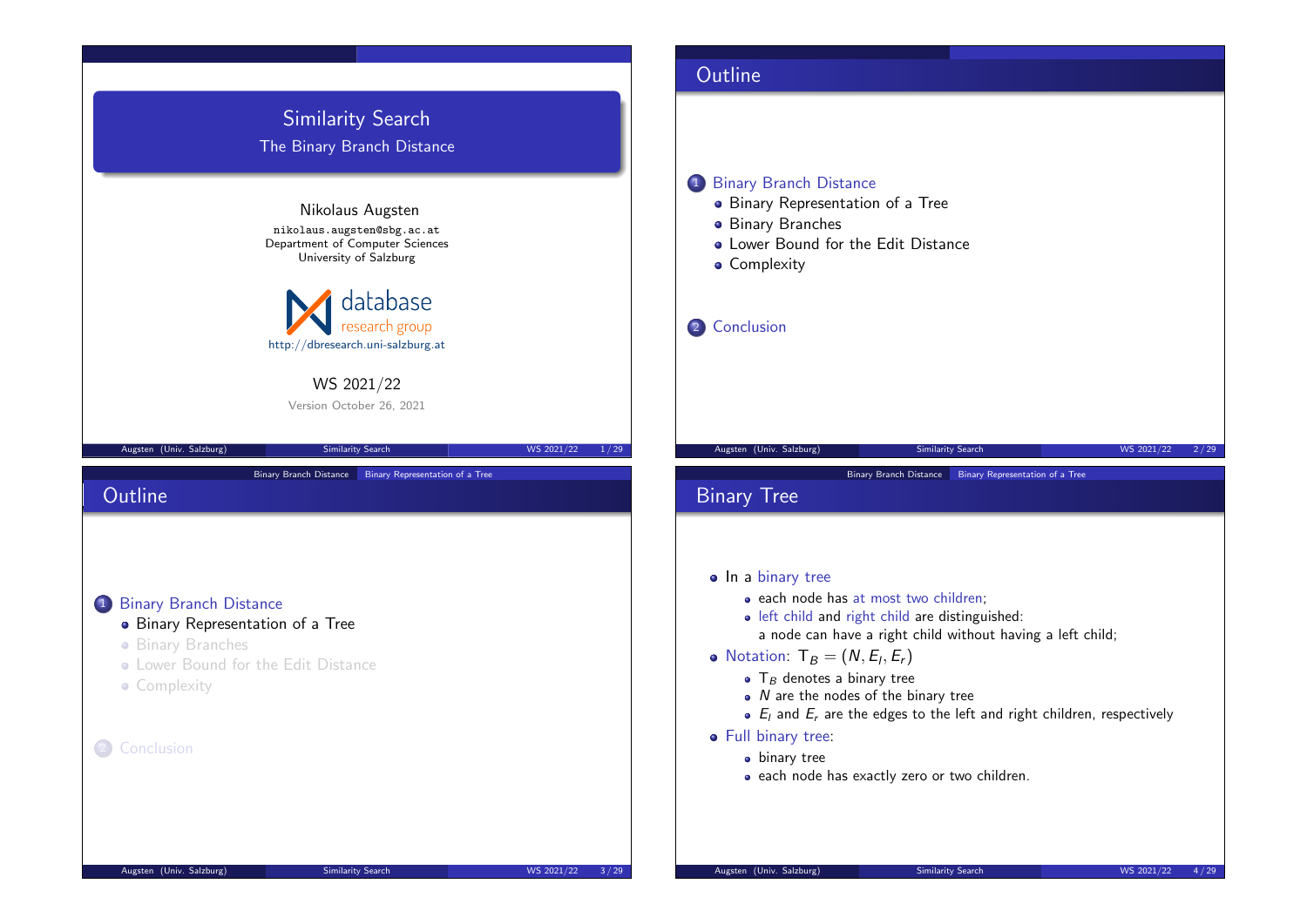# Similarity Search

## The Binary Branch Distance

Nikolaus Augsten

nikolaus.augsten@sbg.ac.at
Department of Computer Sciences
University of Salzburg

database research group
http://dbresearch.uni-salzburg.at

WS 2021/22

Version October 26, 2021

## Outline

1. Binary Branch Distance
   - Binary Representation of a Tree
   - Binary Branches
   - Lower Bound for the Edit Distance
   - Complexity
2. Conclusion

## Outline

1. Binary Branch Distance
   - Binary Representation of a Tree
   - Binary Branches
   - Lower Bound for the Edit Distance
   - Complexity
2. Conclusion

## Binary Tree

- In a binary tree
  - each node has at most two children;
  - left child and right child are distinguished:
    a node can have a right child without having a left child;
- Notation: $\mathsf{T}_B = (N, E_l, E_r)$
  - $\mathsf{T}_B$ denotes a binary tree
  - $N$ are the nodes of the binary tree
  - $E_l$ and $E_r$ are the edges to the left and right children, respectively
- Full binary tree:
  - binary tree
  - each node has exactly zero or two children.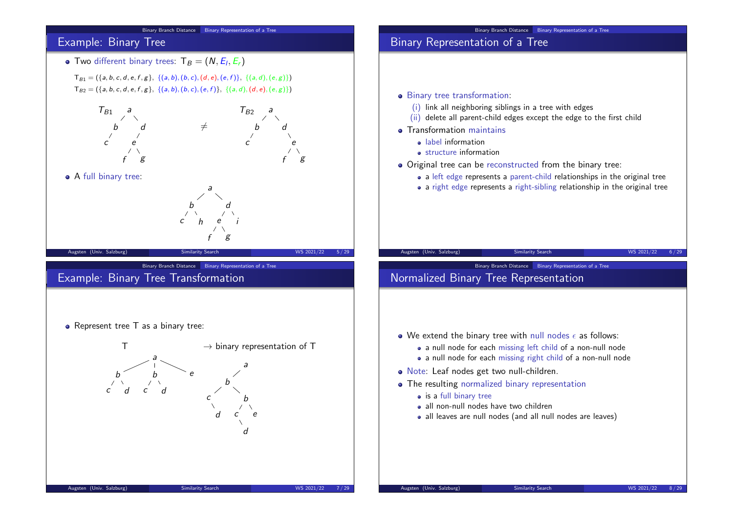## Example: Binary Tree

- Two different binary trees: $\mathrm{T}_B = (N, E_l, E_r)$

  $\mathrm{T}_{B1} = (\{a, b, c, d, e, f, g\}, \{(a, b), (b, c), (d, e), (e, f)\}, \{(a, d), (e, g)\})$

  $\mathrm{T}_{B2} = (\{a, b, c, d, e, f, g\}, \{(a, b), (b, c), (e, f)\}, \{(a, d), (d, e), (e, g)\})$

```
T_B1    a                    T_B2    a
       / \                          / \
      b   d          ≠             b   d
     /   /                        /     \
    c   e                        c       e
       / \                              / \
      f   g                            f   g
```

- A full binary tree:

```
        a
       / \
      b   d
     / \  / \
    c  h e   i
        / \
       f   g
```

## Binary Representation of a Tree

- Binary tree transformation:
  - (i) link all neighboring siblings in a tree with edges
  - (ii) delete all parent-child edges except the edge to the first child
- Transformation maintains
  - label information
  - structure information
- Original tree can be reconstructed from the binary tree:
  - a left edge represents a parent-child relationships in the original tree
  - a right edge represents a right-sibling relationship in the original tree

## Example: Binary Tree Transformation

- Represent tree T as a binary tree:

```
T                              → binary representation of T
          a                               a
       /  |  \                           /
      b   b   e                         b
     / \ / \                           / \
    c  d c  d                         c   b
                                       \  / \
                                        d c  e
                                           \
                                            d
```

## Normalized Binary Tree Representation

- We extend the binary tree with null nodes $\epsilon$ as follows:
  - a null node for each missing left child of a non-null node
  - a null node for each missing right child of a non-null node
- Note: Leaf nodes get two null-children.
- The resulting normalized binary representation
  - is a full binary tree
  - all non-null nodes have two children
  - all leaves are null nodes (and all null nodes are leaves)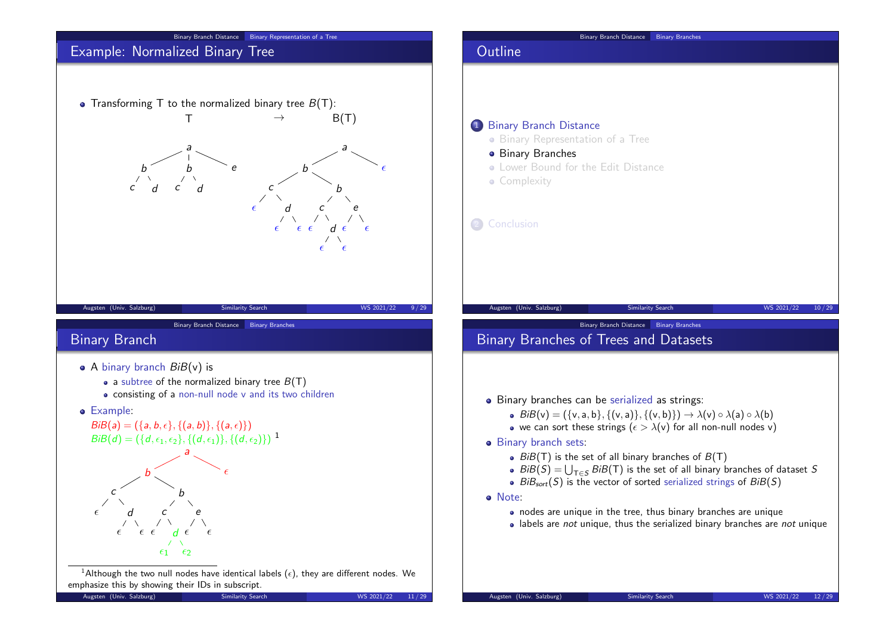## Example: Normalized Binary Tree

- Transforming T to the normalized binary tree $B(\mathsf{T})$:

T → B(T)

## Outline

1. Binary Branch Distance
   - Binary Representation of a Tree
   - Binary Branches
   - Lower Bound for the Edit Distance
   - Complexity
2. Conclusion

## Binary Branch

- A binary branch $BiB(\mathsf{v})$ is
  - a subtree of the normalized binary tree $B(\mathsf{T})$
  - consisting of a non-null node v and its two children
- Example:

  $BiB(a) = (\{a, b, \epsilon\}, \{(a, b)\}, \{(a, \epsilon)\})$

  $BiB(d) = (\{d, \epsilon_1, \epsilon_2\}, \{(d, \epsilon_1)\}, \{(d, \epsilon_2)\})$ [1]

[1] Although the two null nodes have identical labels ($\epsilon$), they are different nodes. We emphasize this by showing their IDs in subscript.

## Binary Branches of Trees and Datasets

- Binary branches can be serialized as strings:
  - $BiB(\mathsf{v}) = (\{\mathsf{v}, \mathsf{a}, \mathsf{b}\}, \{(\mathsf{v}, \mathsf{a})\}, \{(\mathsf{v}, \mathsf{b})\}) \rightarrow \lambda(\mathsf{v}) \circ \lambda(\mathsf{a}) \circ \lambda(\mathsf{b})$
  - we can sort these strings ($\epsilon > \lambda(\mathsf{v})$ for all non-null nodes v)
- Binary branch sets:
  - $BiB(\mathsf{T})$ is the set of all binary branches of $B(\mathsf{T})$
  - $BiB(S) = \bigcup_{\mathsf{T} \in S} BiB(\mathsf{T})$ is the set of all binary branches of dataset $S$
  - $BiB_{sort}(S)$ is the vector of sorted serialized strings of $BiB(S)$
- Note:
  - nodes are unique in the tree, thus binary branches are unique
  - labels are *not* unique, thus the serialized binary branches are *not* unique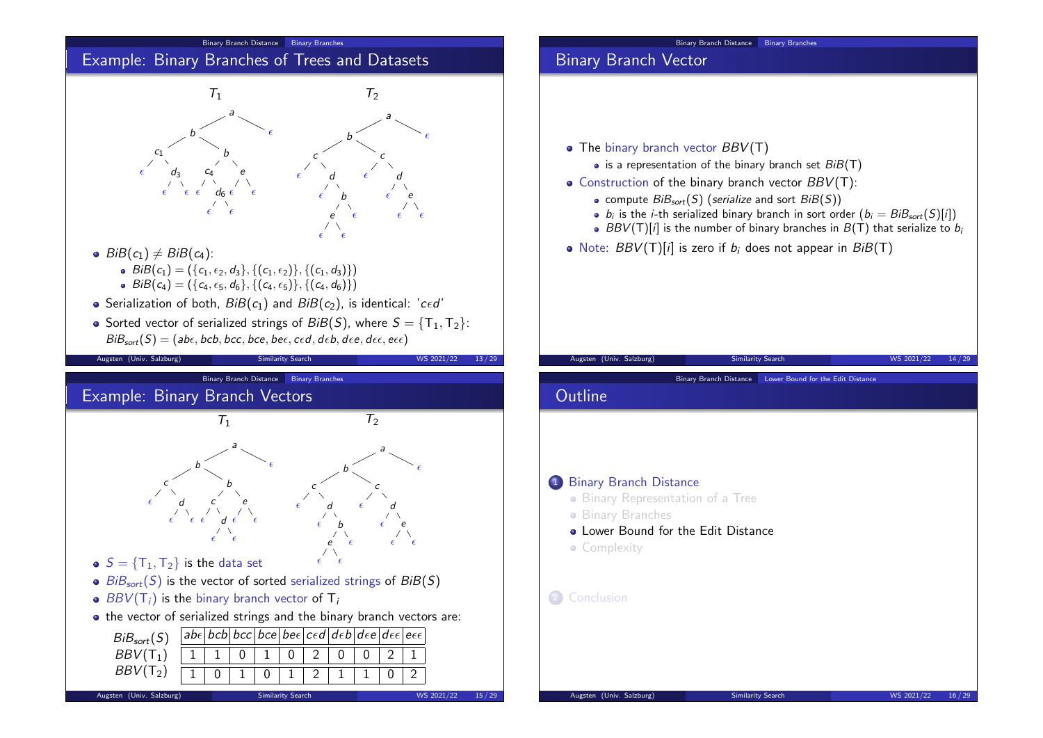## Example: Binary Branches of Trees and Datasets

- $BiB(c_1) \neq BiB(c_4)$:
  - $BiB(c_1) = (\{c_1, \epsilon_2, d_3\}, \{(c_1, \epsilon_2)\}, \{(c_1, d_3)\})$
  - $BiB(c_4) = (\{c_4, \epsilon_5, d_6\}, \{(c_4, \epsilon_5)\}, \{(c_4, d_6)\})$
- Serialization of both, $BiB(c_1)$ and $BiB(c_2)$, is identical: '$c\epsilon d$'
- Sorted vector of serialized strings of $BiB(S)$, where $S = \{T_1, T_2\}$: $BiB_{sort}(S) = (ab\epsilon, bcb, bcc, bce, be\epsilon, c\epsilon d, d\epsilon b, d\epsilon e, d\epsilon\epsilon, e\epsilon\epsilon)$

## Binary Branch Vector

- The binary branch vector $BBV(T)$
  - is a representation of the binary branch set $BiB(T)$
- Construction of the binary branch vector $BBV(T)$:
  - compute $BiB_{sort}(S)$ (*serialize* and sort $BiB(S)$)
  - $b_i$ is the $i$-th serialized binary branch in sort order ($b_i = BiB_{sort}(S)[i]$)
  - $BBV(T)[i]$ is the number of binary branches in $B(T)$ that serialize to $b_i$
- Note: $BBV(T)[i]$ is zero if $b_i$ does not appear in $BiB(T)$

## Example: Binary Branch Vectors

- $S = \{T_1, T_2\}$ is the data set
- $BiB_{sort}(S)$ is the vector of sorted serialized strings of $BiB(S)$
- $BBV(T_i)$ is the binary branch vector of $T_i$
- the vector of serialized strings and the binary branch vectors are:

| $BiB_{sort}(S)$ | $ab\epsilon$ | $bcb$ | $bcc$ | $bce$ | $be\epsilon$ | $c\epsilon d$ | $d\epsilon b$ | $d\epsilon e$ | $d\epsilon\epsilon$ | $e\epsilon\epsilon$ |
|---|---|---|---|---|---|---|---|---|---|---|
| $BBV(T_1)$ | 1 | 1 | 0 | 1 | 0 | 2 | 0 | 0 | 2 | 1 |
| $BBV(T_2)$ | 1 | 0 | 1 | 0 | 1 | 2 | 1 | 1 | 0 | 2 |

## Outline

1. Binary Branch Distance
   - Binary Representation of a Tree
   - Binary Branches
   - Lower Bound for the Edit Distance
   - Complexity
2. Conclusion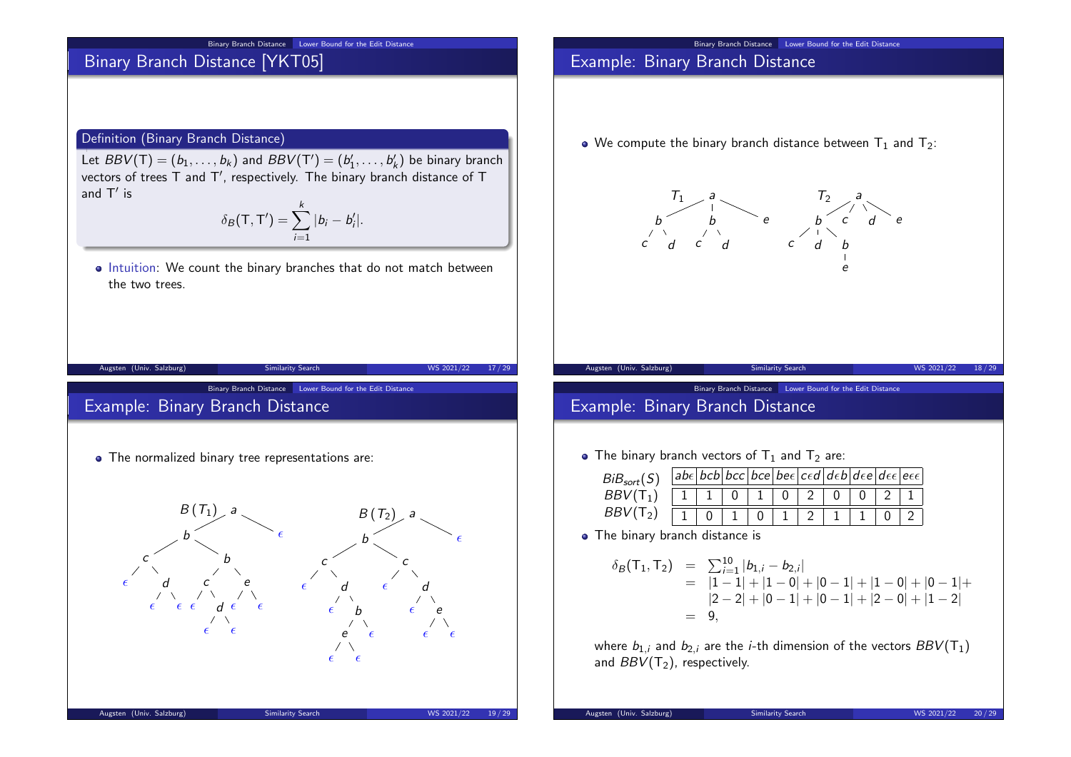## Binary Branch Distance [YKT05]

**Definition (Binary Branch Distance)**

Let $BBV(\mathsf{T}) = (b_1, \dots, b_k)$ and $BBV(\mathsf{T}') = (b'_1, \dots, b'_k)$ be binary branch vectors of trees $\mathsf{T}$ and $\mathsf{T}'$, respectively. The binary branch distance of $\mathsf{T}$ and $\mathsf{T}'$ is

$$\delta_B(\mathsf{T}, \mathsf{T}') = \sum_{i=1}^{k} |b_i - b'_i|.$$

- Intuition: We count the binary branches that do not match between the two trees.

## Example: Binary Branch Distance

- We compute the binary branch distance between $\mathsf{T}_1$ and $\mathsf{T}_2$:

## Example: Binary Branch Distance

- The normalized binary tree representations are:

## Example: Binary Branch Distance

- The binary branch vectors of $\mathsf{T}_1$ and $\mathsf{T}_2$ are:

| $BiB_{sort}(S)$ | $ab\epsilon$ | $bcb$ | $bcc$ | $bce$ | $be\epsilon$ | $c\epsilon d$ | $d\epsilon b$ | $d\epsilon e$ | $d\epsilon\epsilon$ | $e\epsilon\epsilon$ |
|---|---|---|---|---|---|---|---|---|---|---|
| $BBV(\mathsf{T}_1)$ | 1 | 1 | 0 | 1 | 0 | 2 | 0 | 0 | 2 | 1 |
| $BBV(\mathsf{T}_2)$ | 1 | 0 | 1 | 0 | 1 | 2 | 1 | 1 | 0 | 2 |

- The binary branch distance is

$$\begin{aligned}
\delta_B(\mathsf{T}_1, \mathsf{T}_2) &= \sum_{i=1}^{10} |b_{1,i} - b_{2,i}| \\
&= |1-1| + |1-0| + |0-1| + |1-0| + |0-1| + \\
&\quad |2-2| + |0-1| + |0-1| + |2-0| + |1-2| \\
&= 9,
\end{aligned}$$

where $b_{1,i}$ and $b_{2,i}$ are the $i$-th dimension of the vectors $BBV(\mathsf{T}_1)$ and $BBV(\mathsf{T}_2)$, respectively.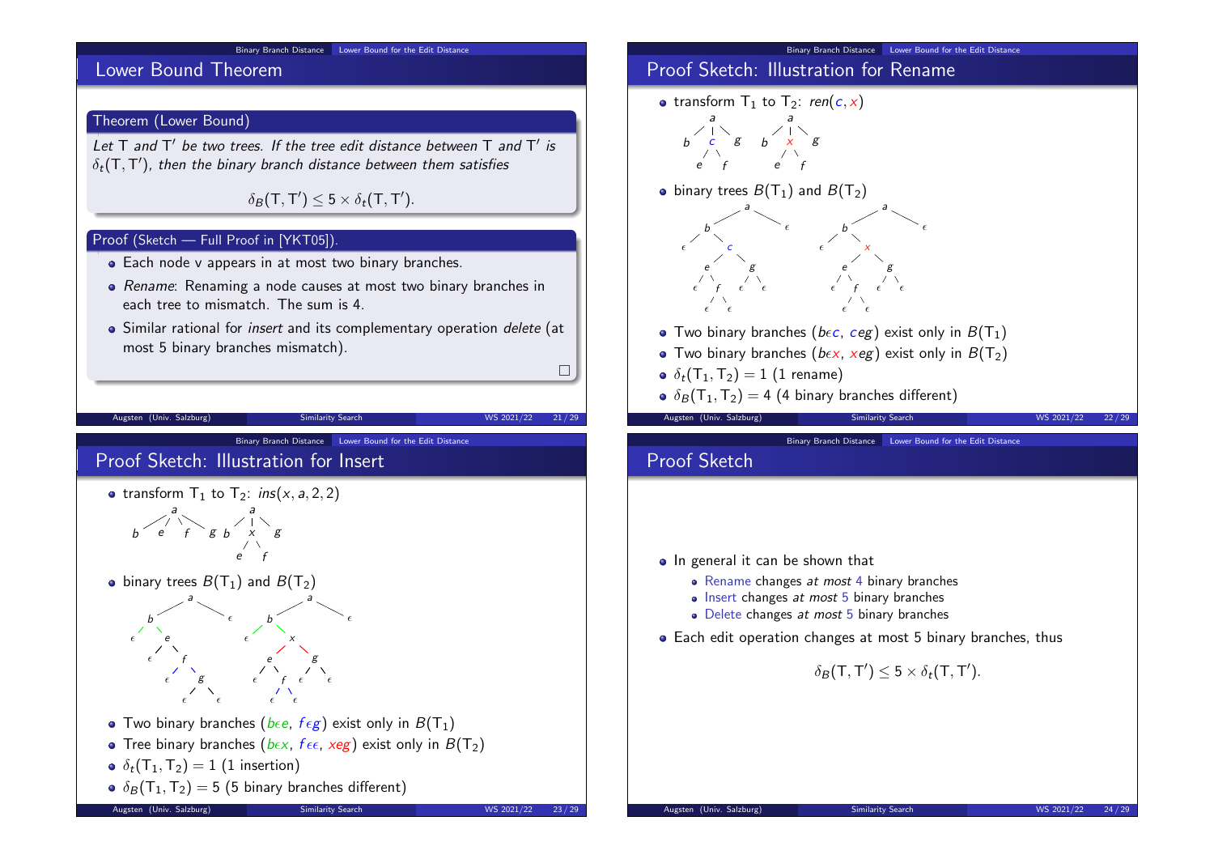## Lower Bound Theorem

**Theorem (Lower Bound)**

*Let* T *and* T′ *be two trees. If the tree edit distance between* T *and* T′ *is* $\delta_t(\mathsf{T}, \mathsf{T}')$, *then the binary branch distance between them satisfies*

$$\delta_B(\mathsf{T}, \mathsf{T}') \leq 5 \times \delta_t(\mathsf{T}, \mathsf{T}').$$

**Proof (Sketch — Full Proof in [YKT05]).**

- Each node v appears in at most two binary branches.
- *Rename*: Renaming a node causes at most two binary branches in each tree to mismatch. The sum is 4.
- Similar rational for *insert* and its complementary operation *delete* (at most 5 binary branches mismatch).

□

## Proof Sketch: Illustration for Rename

- transform $\mathsf{T}_1$ to $\mathsf{T}_2$: $ren(c, x)$
- binary trees $B(\mathsf{T}_1)$ and $B(\mathsf{T}_2)$
- Two binary branches ($b\epsilon c$, $ceg$) exist only in $B(\mathsf{T}_1)$
- Two binary branches ($b\epsilon x$, $xeg$) exist only in $B(\mathsf{T}_2)$
- $\delta_t(\mathsf{T}_1, \mathsf{T}_2) = 1$ (1 rename)
- $\delta_B(\mathsf{T}_1, \mathsf{T}_2) = 4$ (4 binary branches different)

## Proof Sketch: Illustration for Insert

- transform $\mathsf{T}_1$ to $\mathsf{T}_2$: $ins(x, a, 2, 2)$
- binary trees $B(\mathsf{T}_1)$ and $B(\mathsf{T}_2)$
- Two binary branches ($b\epsilon e$, $f\epsilon g$) exist only in $B(\mathsf{T}_1)$
- Tree binary branches ($b\epsilon x$, $f\epsilon\epsilon$, $xeg$) exist only in $B(\mathsf{T}_2)$
- $\delta_t(\mathsf{T}_1, \mathsf{T}_2) = 1$ (1 insertion)
- $\delta_B(\mathsf{T}_1, \mathsf{T}_2) = 5$ (5 binary branches different)

## Proof Sketch

- In general it can be shown that
  - Rename changes *at most* 4 binary branches
  - Insert changes *at most* 5 binary branches
  - Delete changes *at most* 5 binary branches
- Each edit operation changes at most 5 binary branches, thus

$$\delta_B(\mathsf{T}, \mathsf{T}') \leq 5 \times \delta_t(\mathsf{T}, \mathsf{T}').$$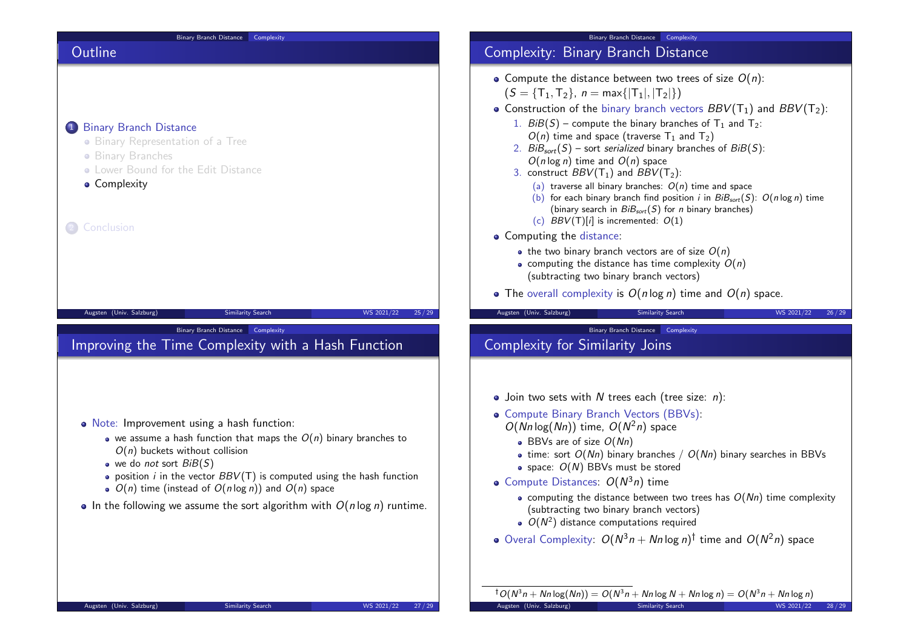## Outline

1. Binary Branch Distance
   - Binary Representation of a Tree
   - Binary Branches
   - Lower Bound for the Edit Distance
   - Complexity
2. Conclusion

## Complexity: Binary Branch Distance

- Compute the distance between two trees of size $O(n)$:
  ($S = \{T_1, T_2\}$, $n = \max\{|T_1|, |T_2|\}$)
- Construction of the binary branch vectors $BBV(T_1)$ and $BBV(T_2)$:
  1. $BiB(S)$ – compute the binary branches of $T_1$ and $T_2$:
     $O(n)$ time and space (traverse $T_1$ and $T_2$)
  2. $BiB_{sort}(S)$ – sort *serialized* binary branches of $BiB(S)$:
     $O(n \log n)$ time and $O(n)$ space
  3. construct $BBV(T_1)$ and $BBV(T_2)$:
     (a) traverse all binary branches: $O(n)$ time and space
     (b) for each binary branch find position $i$ in $BiB_{sort}(S)$: $O(n \log n)$ time (binary search in $BiB_{sort}(S)$ for $n$ binary branches)
     (c) $BBV(T)[i]$ is incremented: $O(1)$
- Computing the distance:
  - the two binary branch vectors are of size $O(n)$
  - computing the distance has time complexity $O(n)$ (subtracting two binary branch vectors)
- The overall complexity is $O(n \log n)$ time and $O(n)$ space.

## Improving the Time Complexity with a Hash Function

- Note: Improvement using a hash function:
  - we assume a hash function that maps the $O(n)$ binary branches to $O(n)$ buckets without collision
  - we do *not* sort $BiB(S)$
  - position $i$ in the vector $BBV(T)$ is computed using the hash function
  - $O(n)$ time (instead of $O(n \log n)$) and $O(n)$ space
- In the following we assume the sort algorithm with $O(n \log n)$ runtime.

## Complexity for Similarity Joins

- Join two sets with $N$ trees each (tree size: $n$):
- Compute Binary Branch Vectors (BBVs):
  $O(Nn \log(Nn))$ time, $O(N^2 n)$ space
  - BBVs are of size $O(Nn)$
  - time: sort $O(Nn)$ binary branches / $O(Nn)$ binary searches in BBVs
  - space: $O(N)$ BBVs must be stored
- Compute Distances: $O(N^3 n)$ time
  - computing the distance between two trees has $O(Nn)$ time complexity (subtracting two binary branch vectors)
  - $O(N^2)$ distance computations required
- Overal Complexity: $O(N^3 n + Nn \log n)^\dagger$ time and $O(N^2 n)$ space

$^\dagger O(N^3 n + Nn \log(Nn)) = O(N^3 n + Nn \log N + Nn \log n) = O(N^3 n + Nn \log n)$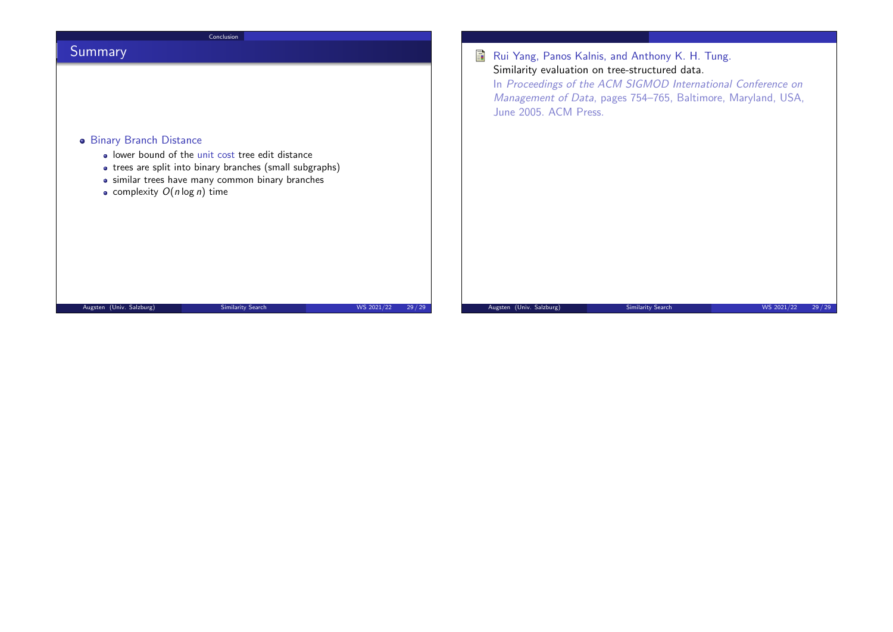## Summary

- Binary Branch Distance
  - lower bound of the unit cost tree edit distance
  - trees are split into binary branches (small subgraphs)
  - similar trees have many common binary branches
  - complexity $O(n \log n)$ time

Rui Yang, Panos Kalnis, and Anthony K. H. Tung.
Similarity evaluation on tree-structured data.
In *Proceedings of the ACM SIGMOD International Conference on Management of Data*, pages 754–765, Baltimore, Maryland, USA, June 2005. ACM Press.